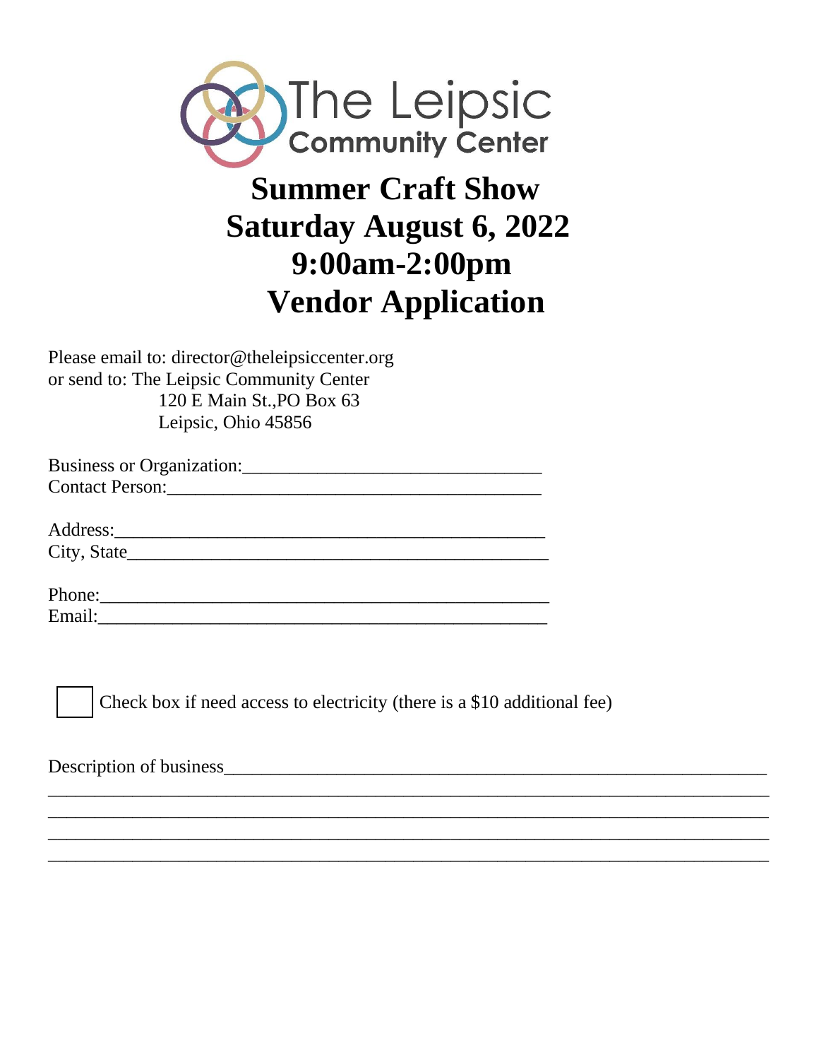The Leipsic
Community Center

# Summer Craft Show
# Saturday August 6, 2022
# 9:00am-2:00pm
# Vendor Application

Please email to: director@theleipsiccenter.org
or send to: The Leipsic Community Center
120 E Main St.,PO Box 63
Leipsic, Ohio 45856

Business or Organization:_______________________________
Contact Person:_______________________________________

Address:_____________________________________________
City, State____________________________________________

Phone:_______________________________________________
Email:_______________________________________________

☐ Check box if need access to electricity (there is a $10 additional fee)

Description of business__________________________________________________________
_____________________________________________________________________________
_____________________________________________________________________________
_____________________________________________________________________________
_____________________________________________________________________________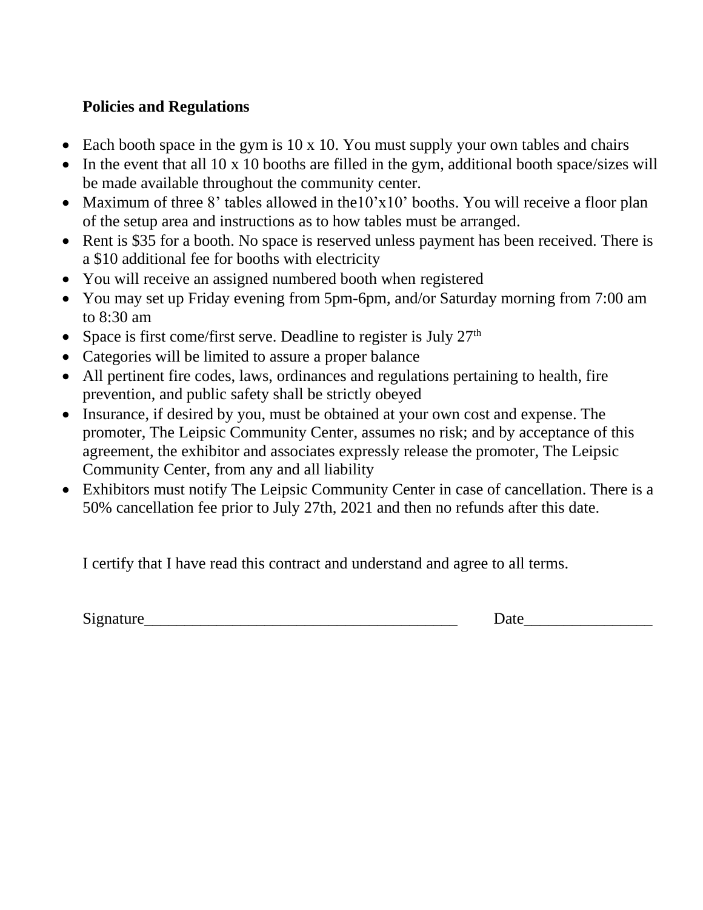**Policies and Regulations**

- Each booth space in the gym is 10 x 10. You must supply your own tables and chairs
- In the event that all 10 x 10 booths are filled in the gym, additional booth space/sizes will be made available throughout the community center.
- Maximum of three 8' tables allowed in the10'x10' booths. You will receive a floor plan of the setup area and instructions as to how tables must be arranged.
- Rent is $35 for a booth. No space is reserved unless payment has been received. There is a $10 additional fee for booths with electricity
- You will receive an assigned numbered booth when registered
- You may set up Friday evening from 5pm-6pm, and/or Saturday morning from 7:00 am to 8:30 am
- Space is first come/first serve. Deadline to register is July 27th
- Categories will be limited to assure a proper balance
- All pertinent fire codes, laws, ordinances and regulations pertaining to health, fire prevention, and public safety shall be strictly obeyed
- Insurance, if desired by you, must be obtained at your own cost and expense. The promoter, The Leipsic Community Center, assumes no risk; and by acceptance of this agreement, the exhibitor and associates expressly release the promoter, The Leipsic Community Center, from any and all liability
- Exhibitors must notify The Leipsic Community Center in case of cancellation. There is a 50% cancellation fee prior to July 27th, 2021 and then no refunds after this date.

I certify that I have read this contract and understand and agree to all terms.

Signature________________________________________ Date________________